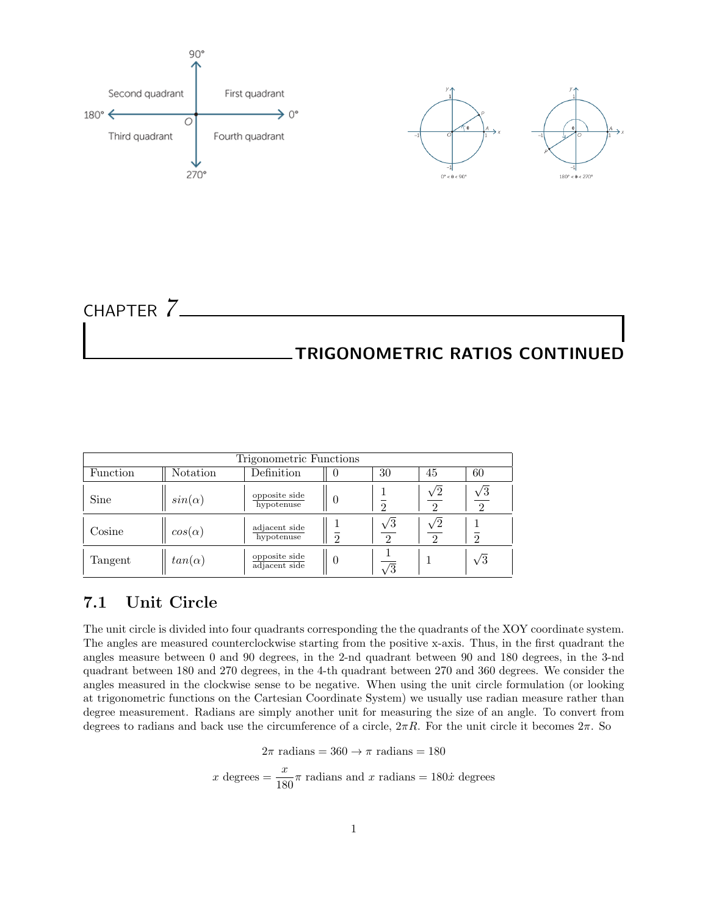# CHAPTER 7 — TRIGONOMETRIC RATIOS CONTINUED

| Trigonometric Functions | | | | | | |
|---|---|---|---|---|---|---|
| Function | Notation | Definition | 0 | 30 | 45 | 60 |
| Sine | $sin(\alpha)$ | $\frac{\text{opposite side}}{\text{hypotenuse}}$ | 0 | $\frac{1}{2}$ | $\frac{\sqrt{2}}{2}$ | $\frac{\sqrt{3}}{2}$ |
| Cosine | $cos(\alpha)$ | $\frac{\text{adjacent side}}{\text{hypotenuse}}$ | $\frac{1}{2}$ | $\frac{\sqrt{3}}{2}$ | $\frac{\sqrt{2}}{2}$ | $\frac{1}{2}$ |
| Tangent | $tan(\alpha)$ | $\frac{\text{opposite side}}{\text{adjacent side}}$ | 0 | $\frac{1}{\sqrt{3}}$ | 1 | $\sqrt{3}$ |

## 7.1 Unit Circle

The unit circle is divided into four quadrants corresponding the the quadrants of the XOY coordinate system. The angles are measured counterclockwise starting from the positive x-axis. Thus, in the first quadrant the angles measure between 0 and 90 degrees, in the 2-nd quadrant between 90 and 180 degrees, in the 3-nd quadrant between 180 and 270 degrees, in the 4-th quadrant between 270 and 360 degrees. We consider the angles measured in the clockwise sense to be negative. When using the unit circle formulation (or looking at trigonometric functions on the Cartesian Coordinate System) we usually use radian measure rather than degree measurement. Radians are simply another unit for measuring the size of an angle. To convert from degrees to radians and back use the circumference of a circle, $2\pi R$. For the unit circle it becomes $2\pi$. So

$$2\pi \text{ radians} = 360 \rightarrow \pi \text{ radians} = 180$$

$$x \text{ degrees} = \frac{x}{180}\pi \text{ radians and } x \text{ radians} = 180\dot{x} \text{ degrees}$$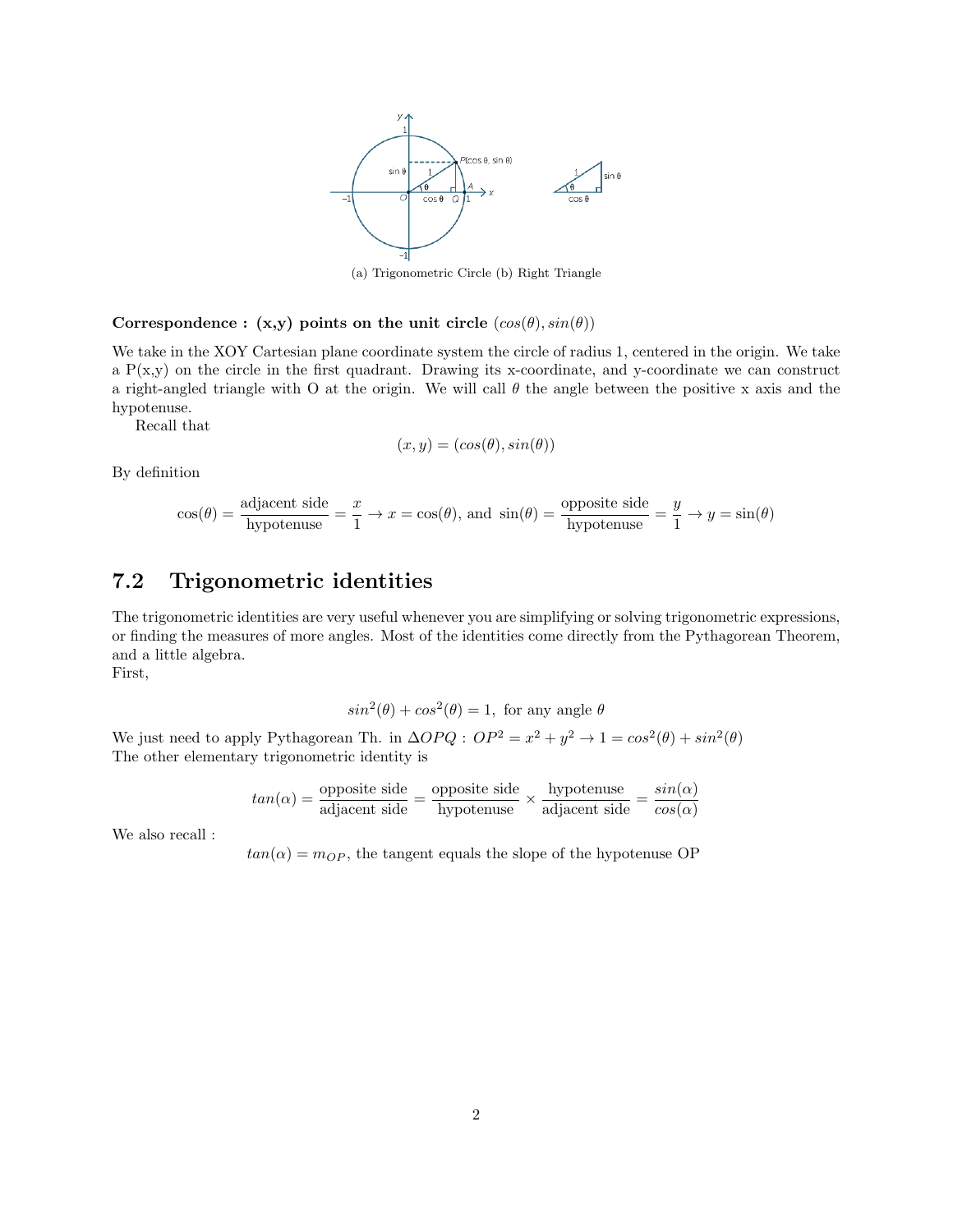(a) Trigonometric Circle (b) Right Triangle

**Correspondence : (x,y) points on the unit circle** $(cos(\theta), sin(\theta))$

We take in the XOY Cartesian plane coordinate system the circle of radius 1, centered in the origin. We take a P(x,y) on the circle in the first quadrant. Drawing its x-coordinate, and y-coordinate we can construct a right-angled triangle with O at the origin. We will call $\theta$ the angle between the positive x axis and the hypotenuse.

Recall that

$$(x, y) = (cos(\theta), sin(\theta))$$

By definition

$$\cos(\theta) = \frac{\text{adjacent side}}{\text{hypotenuse}} = \frac{x}{1} \rightarrow x = \cos(\theta), \text{ and } \sin(\theta) = \frac{\text{opposite side}}{\text{hypotenuse}} = \frac{y}{1} \rightarrow y = \sin(\theta)$$

## 7.2 Trigonometric identities

The trigonometric identities are very useful whenever you are simplifying or solving trigonometric expressions, or finding the measures of more angles. Most of the identities come directly from the Pythagorean Theorem, and a little algebra.
First,

$$sin^2(\theta) + cos^2(\theta) = 1, \text{ for any angle } \theta$$

We just need to apply Pythagorean Th. in $\Delta OPQ$ : $OP^2 = x^2 + y^2 \rightarrow 1 = cos^2(\theta) + sin^2(\theta)$
The other elementary trigonometric identity is

$$tan(\alpha) = \frac{\text{opposite side}}{\text{adjacent side}} = \frac{\text{opposite side}}{\text{hypotenuse}} \times \frac{\text{hypotenuse}}{\text{adjacent side}} = \frac{sin(\alpha)}{cos(\alpha)}$$

We also recall :

$$tan(\alpha) = m_{OP}, \text{ the tangent equals the slope of the hypotenuse OP}$$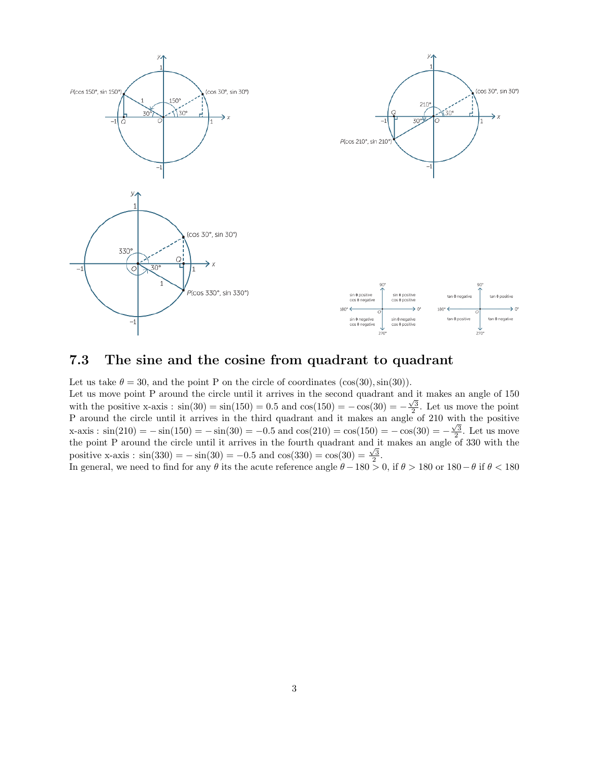## 7.3 The sine and the cosine from quadrant to quadrant

Let us take $\theta = 30$, and the point P on the circle of coordinates $(\cos(30), \sin(30))$.
Let us move point P around the circle until it arrives in the second quadrant and it makes an angle of 150 with the positive x-axis : $\sin(30) = \sin(150) = 0.5$ and $\cos(150) = -\cos(30) = -\frac{\sqrt{3}}{2}$. Let us move the point P around the circle until it arrives in the third quadrant and it makes an angle of 210 with the positive x-axis : $\sin(210) = -\sin(150) = -\sin(30) = -0.5$ and $\cos(210) = \cos(150) = -\cos(30) = -\frac{\sqrt{3}}{2}$. Let us move the point P around the circle until it arrives in the fourth quadrant and it makes an angle of 330 with the positive x-axis : $\sin(330) = -\sin(30) = -0.5$ and $\cos(330) = \cos(30) = \frac{\sqrt{3}}{2}$.
In general, we need to find for any $\theta$ its the acute reference angle $\theta - 180 > 0$, if $\theta > 180$ or $180 - \theta$ if $\theta < 180$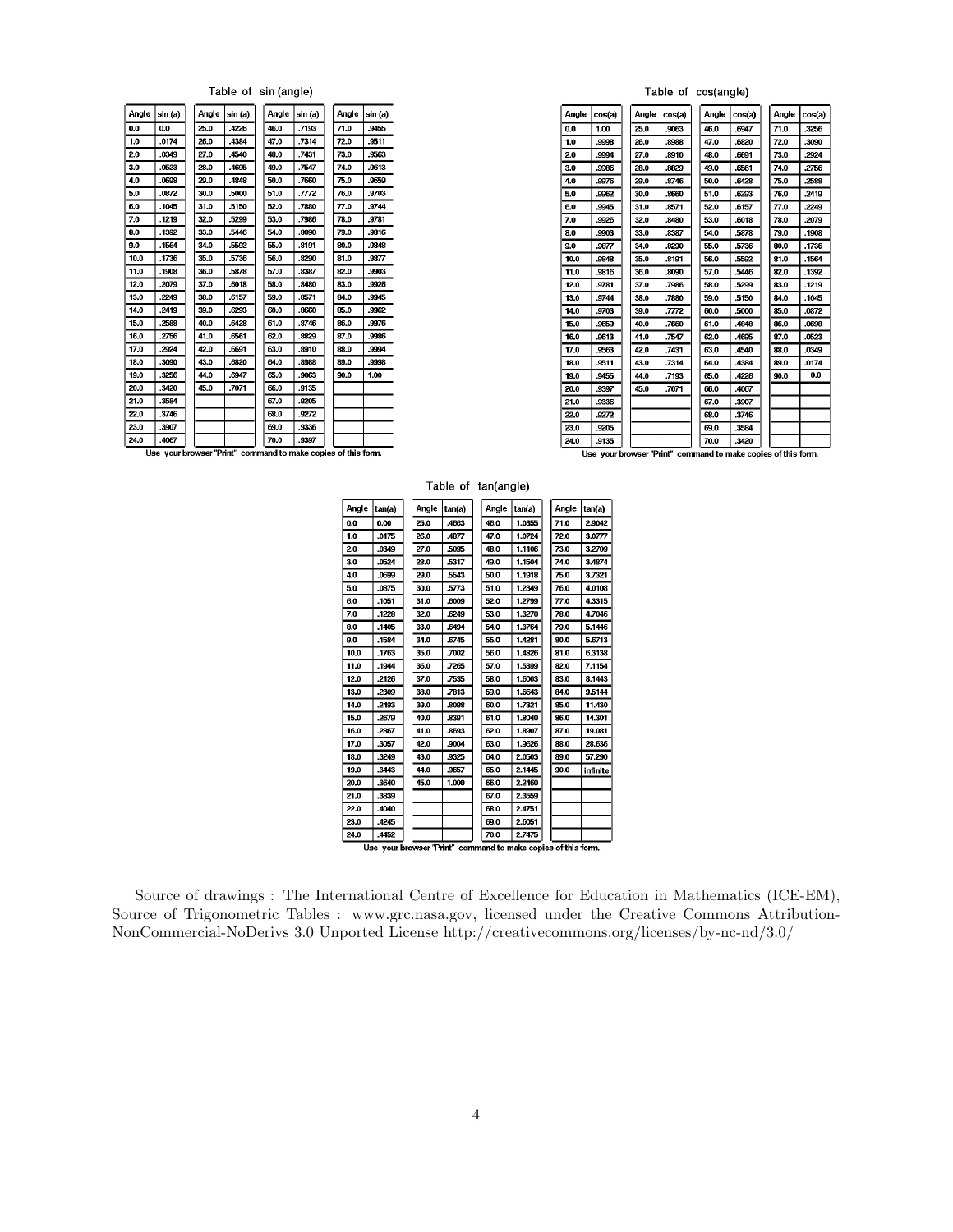Table of sin (angle)

| Angle | sin (a) | Angle | sin (a) | Angle | sin (a) | Angle | sin (a) |
|---|---|---|---|---|---|---|---|
| 0.0 | 0.0 | 25.0 | .4226 | 46.0 | .7193 | 71.0 | .9455 |
| 1.0 | .0174 | 26.0 | .4384 | 47.0 | .7314 | 72.0 | .9511 |
| 2.0 | .0349 | 27.0 | .4540 | 48.0 | .7431 | 73.0 | .9563 |
| 3.0 | .0523 | 28.0 | .4695 | 49.0 | .7547 | 74.0 | .9613 |
| 4.0 | .0698 | 29.0 | .4848 | 50.0 | .7660 | 75.0 | .9659 |
| 5.0 | .0872 | 30.0 | .5000 | 51.0 | .7772 | 76.0 | .9703 |
| 6.0 | .1045 | 31.0 | .5150 | 52.0 | .7880 | 77.0 | .9744 |
| 7.0 | .1219 | 32.0 | .5299 | 53.0 | .7986 | 78.0 | .9781 |
| 8.0 | .1392 | 33.0 | .5446 | 54.0 | .8090 | 79.0 | .9816 |
| 9.0 | .1564 | 34.0 | .5592 | 55.0 | .8191 | 80.0 | .9848 |
| 10.0 | .1736 | 35.0 | .5736 | 56.0 | .8290 | 81.0 | .9877 |
| 11.0 | .1908 | 36.0 | .5878 | 57.0 | .8387 | 82.0 | .9903 |
| 12.0 | .2079 | 37.0 | .6018 | 58.0 | .8480 | 83.0 | .9926 |
| 13.0 | .2249 | 38.0 | .6157 | 59.0 | .8571 | 84.0 | .9945 |
| 14.0 | .2419 | 39.0 | .6293 | 60.0 | .8660 | 85.0 | .9962 |
| 15.0 | .2588 | 40.0 | .6428 | 61.0 | .8746 | 86.0 | .9976 |
| 16.0 | .2756 | 41.0 | .6561 | 62.0 | .8829 | 87.0 | .9986 |
| 17.0 | .2924 | 42.0 | .6691 | 63.0 | .8910 | 88.0 | .9994 |
| 18.0 | .3090 | 43.0 | .6820 | 64.0 | .8988 | 89.0 | .9998 |
| 19.0 | .3256 | 44.0 | .6947 | 65.0 | .9063 | 90.0 | 1.00 |
| 20.0 | .3420 | 45.0 | .7071 | 66.0 | .9135 | | |
| 21.0 | .3584 | | | 67.0 | .9205 | | |
| 22.0 | .3746 | | | 68.0 | .9272 | | |
| 23.0 | .3907 | | | 69.0 | .9336 | | |
| 24.0 | .4067 | | | 70.0 | .9397 | | |

Use your browser "Print" command to make copies of this form.

Table of cos(angle)

| Angle | cos(a) | Angle | cos(a) | Angle | cos(a) | Angle | cos(a) |
|---|---|---|---|---|---|---|---|
| 0.0 | 1.00 | 25.0 | .9063 | 46.0 | .6947 | 71.0 | .3256 |
| 1.0 | .9998 | 26.0 | .8988 | 47.0 | .6820 | 72.0 | .3090 |
| 2.0 | .9994 | 27.0 | .8910 | 48.0 | .6691 | 73.0 | .2924 |
| 3.0 | .9986 | 28.0 | .8829 | 49.0 | .6561 | 74.0 | .2756 |
| 4.0 | .9976 | 29.0 | .8746 | 50.0 | .6428 | 75.0 | .2588 |
| 5.0 | .9962 | 30.0 | .8660 | 51.0 | .6293 | 76.0 | .2419 |
| 6.0 | .9945 | 31.0 | .8571 | 52.0 | .6157 | 77.0 | .2249 |
| 7.0 | .9926 | 32.0 | .8480 | 53.0 | .6018 | 78.0 | .2079 |
| 8.0 | .9903 | 33.0 | .8387 | 54.0 | .5878 | 79.0 | .1908 |
| 9.0 | .9877 | 34.0 | .8290 | 55.0 | .5736 | 80.0 | .1736 |
| 10.0 | .9848 | 35.0 | .8191 | 56.0 | .5592 | 81.0 | .1564 |
| 11.0 | .9816 | 36.0 | .8090 | 57.0 | .5446 | 82.0 | .1392 |
| 12.0 | .9781 | 37.0 | .7986 | 58.0 | .5299 | 83.0 | .1219 |
| 13.0 | .9744 | 38.0 | .7880 | 59.0 | .5150 | 84.0 | .1045 |
| 14.0 | .9703 | 39.0 | .7772 | 60.0 | .5000 | 85.0 | .0872 |
| 15.0 | .9659 | 40.0 | .7660 | 61.0 | .4848 | 86.0 | .0698 |
| 16.0 | .9613 | 41.0 | .7547 | 62.0 | .4695 | 87.0 | .0523 |
| 17.0 | .9563 | 42.0 | .7431 | 63.0 | .4540 | 88.0 | .0349 |
| 18.0 | .9511 | 43.0 | .7314 | 64.0 | .4384 | 89.0 | .0174 |
| 19.0 | .9455 | 44.0 | .7193 | 65.0 | .4226 | 90.0 | 0.0 |
| 20.0 | .9397 | 45.0 | .7071 | 66.0 | .4067 | | |
| 21.0 | .9336 | | | 67.0 | .3907 | | |
| 22.0 | .9272 | | | 68.0 | .3746 | | |
| 23.0 | .9205 | | | 69.0 | .3584 | | |
| 24.0 | .9135 | | | 70.0 | .3420 | | |

Use your browser "Print" command to make copies of this form.

Table of tan(angle)

| Angle | tan(a) | Angle | tan(a) | Angle | tan(a) | Angle | tan(a) |
|---|---|---|---|---|---|---|---|
| 0.0 | 0.00 | 25.0 | .4663 | 46.0 | 1.0355 | 71.0 | 2.9042 |
| 1.0 | .0175 | 26.0 | .4877 | 47.0 | 1.0724 | 72.0 | 3.0777 |
| 2.0 | .0349 | 27.0 | .5095 | 48.0 | 1.1106 | 73.0 | 3.2709 |
| 3.0 | .0524 | 28.0 | .5317 | 49.0 | 1.1504 | 74.0 | 3.4874 |
| 4.0 | .0699 | 29.0 | .5543 | 50.0 | 1.1918 | 75.0 | 3.7321 |
| 5.0 | .0875 | 30.0 | .5773 | 51.0 | 1.2349 | 76.0 | 4.0108 |
| 6.0 | .1051 | 31.0 | .6009 | 52.0 | 1.2799 | 77.0 | 4.3315 |
| 7.0 | .1228 | 32.0 | .6249 | 53.0 | 1.3270 | 78.0 | 4.7046 |
| 8.0 | .1405 | 33.0 | .6494 | 54.0 | 1.3764 | 79.0 | 5.1446 |
| 9.0 | .1584 | 34.0 | .6745 | 55.0 | 1.4281 | 80.0 | 5.6713 |
| 10.0 | .1763 | 35.0 | .7002 | 56.0 | 1.4826 | 81.0 | 6.3138 |
| 11.0 | .1944 | 36.0 | .7265 | 57.0 | 1.5399 | 82.0 | 7.1154 |
| 12.0 | .2126 | 37.0 | .7535 | 58.0 | 1.6003 | 83.0 | 8.1443 |
| 13.0 | .2309 | 38.0 | .7813 | 59.0 | 1.6643 | 84.0 | 9.5144 |
| 14.0 | .2493 | 39.0 | .8098 | 60.0 | 1.7321 | 85.0 | 11.430 |
| 15.0 | .2679 | 40.0 | .8391 | 61.0 | 1.8040 | 86.0 | 14.301 |
| 16.0 | .2867 | 41.0 | .8693 | 62.0 | 1.8807 | 87.0 | 19.081 |
| 17.0 | .3057 | 42.0 | .9004 | 63.0 | 1.9626 | 88.0 | 28.636 |
| 18.0 | .3249 | 43.0 | .9325 | 64.0 | 2.0503 | 89.0 | 57.290 |
| 19.0 | .3443 | 44.0 | .9657 | 65.0 | 2.1445 | 90.0 | infinite |
| 20.0 | .3640 | 45.0 | 1.000 | 66.0 | 2.2460 | | |
| 21.0 | .3839 | | | 67.0 | 2.3559 | | |
| 22.0 | .4040 | | | 68.0 | 2.4751 | | |
| 23.0 | .4245 | | | 69.0 | 2.6051 | | |
| 24.0 | .4452 | | | 70.0 | 2.7475 | | |

Use your browser "Print" command to make copies of this form.

Source of drawings : The International Centre of Excellence for Education in Mathematics (ICE-EM), Source of Trigonometric Tables : www.grc.nasa.gov, licensed under the Creative Commons Attribution-NonCommercial-NoDerivs 3.0 Unported License http://creativecommons.org/licenses/by-nc-nd/3.0/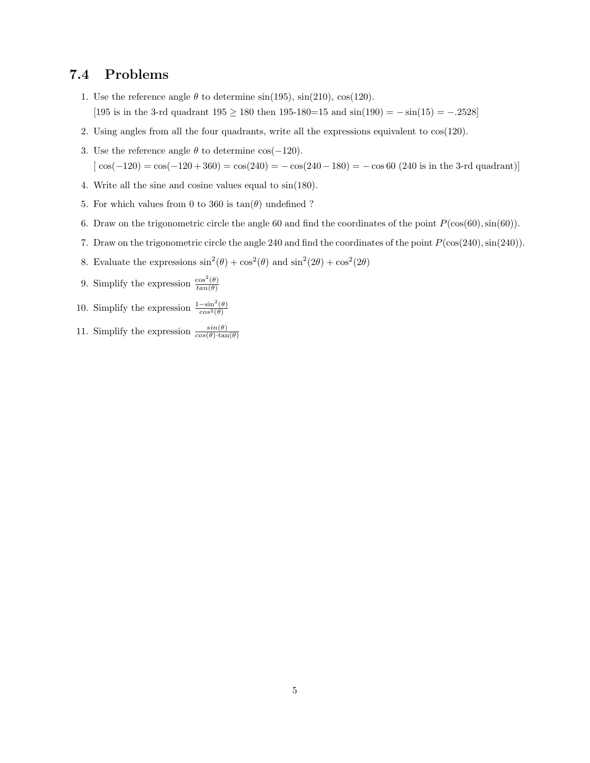## 7.4 Problems

1. Use the reference angle $\theta$ to determine $\sin(195)$, $\sin(210)$, $\cos(120)$.
   [195 is in the 3-rd quadrant $195 \geq 180$ then 195-180=15 and $\sin(190) = -\sin(15) = -.2528$]

2. Using angles from all the four quadrants, write all the expressions equivalent to $\cos(120)$.

3. Use the reference angle $\theta$ to determine $\cos(-120)$.
   [ $\cos(-120) = \cos(-120+360) = \cos(240) = -\cos(240-180) = -\cos 60$ (240 is in the 3-rd quadrant)]

4. Write all the sine and cosine values equal to $\sin(180)$.

5. For which values from 0 to 360 is $\tan(\theta)$ undefined ?

6. Draw on the trigonometric circle the angle 60 and find the coordinates of the point $P(\cos(60), \sin(60))$.

7. Draw on the trigonometric circle the angle 240 and find the coordinates of the point $P(\cos(240), \sin(240))$.

8. Evaluate the expressions $\sin^2(\theta) + \cos^2(\theta)$ and $\sin^2(2\theta) + \cos^2(2\theta)$

9. Simplify the expression $\frac{\cos^2(\theta)}{tan(\theta)}$

10. Simplify the expression $\frac{1-\sin^2(\theta)}{cos^2(\theta)}$

11. Simplify the expression $\frac{sin(\theta)}{cos(\theta) \cdot \tan(\theta)}$